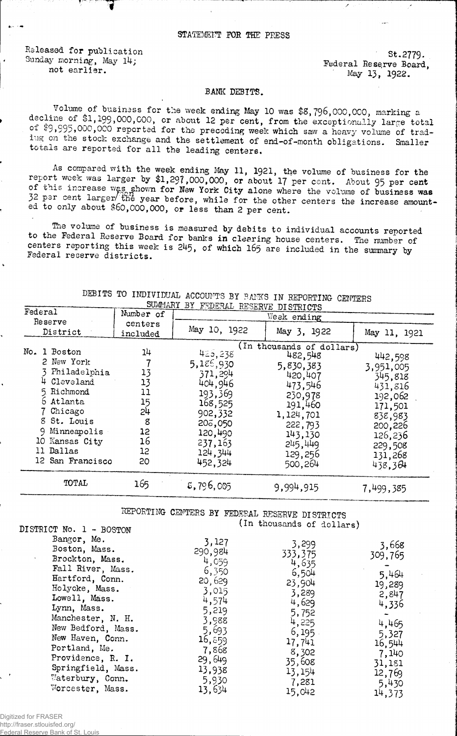STATEMENT FOR THE PRESS

Released for publication
Sunday morning, May 14;
not earlier.

St.2779.
Federal Reserve Board,
May 13, 1922.

## BANK DEBITS.

Volume of business for the week ending May 10 was $8,796,000,000, marking a decline of $1,199,000,000, or about 12 per cent, from the exceptionally large total of $9,995,000,000 reported for the preceding week which saw a heavy volume of trading on the stock exchange and the settlement of end-of-month obligations. Smaller totals are reported for all the leading centers.

As compared with the week ending May 11, 1921, the volume of business for the report week was larger by $1,297,000,000, or about 17 per cent. About 95 per cent of this increase was shown for New York City alone where the volume of business was 32 per cent larger than the year before, while for the other centers the increase amounted to only about $60,000,000, or less than 2 per cent.

The volume of business is measured by debits to individual accounts reported to the Federal Reserve Board for banks in clearing house centers. The number of centers reporting this week is 245, of which 165 are included in the summary by Federal reserve districts.

DEBITS TO INDIVIDUAL ACCOUNTS BY BANKS IN REPORTING CENTERS
SUMMARY BY FEDERAL RESERVE DISTRICTS

| Federal Reserve District | Number of centers included | Week ending May 10, 1922 | May 3, 1922 | May 11, 1921 |
|---|---|---|---|---|
| | | (In thousands of dollars) | | |
| No. 1 Boston | 14 | 425,238 | 482,548 | 442,598 |
| 2 New York | 7 | 5,186,930 | 5,830,383 | 3,951,005 |
| 3 Philadelphia | 13 | 371,294 | 420,407 | 345,818 |
| 4 Cleveland | 13 | 404,946 | 473,546 | 431,816 |
| 5 Richmond | 11 | 193,369 | 230,978 | 192,062 |
| 6 Atlanta | 15 | 168,525 | 191,460 | 171,501 |
| 7 Chicago | 24 | 902,332 | 1,124,701 | 838,983 |
| 8 St. Louis | 8 | 208,050 | 222,793 | 200,226 |
| 9 Minneapolis | 12 | 120,490 | 143,130 | 126,236 |
| 10 Kansas City | 16 | 237,163 | 245,449 | 229,508 |
| 11 Dallas | 12 | 124,344 | 129,256 | 131,268 |
| 12 San Francisco | 20 | 452,324 | 500,264 | 438,364 |
| TOTAL | 165 | 8,796,005 | 9,994,915 | 7,499,385 |

REPORTING CENTERS BY FEDERAL RESERVE DISTRICTS
(In thousands of dollars)

| DISTRICT No. 1 - BOSTON | | | |
|---|---|---|---|
| Bangor, Me. | 3,127 | 3,299 | 3,668 |
| Boston, Mass. | 290,984 | 333,375 | 309,765 |
| Brockton, Mass. | 4,059 | 4,635 | - |
| Fall River, Mass. | 6,350 | 6,504 | 5,464 |
| Hartford, Conn. | 20,629 | 23,904 | 19,289 |
| Holyoke, Mass. | 3,015 | 3,289 | 2,847 |
| Lowell, Mass. | 4,574 | 4,629 | 4,336 |
| Lynn, Mass. | 5,219 | 5,752 | - |
| Manchester, N. H. | 3,988 | 4,225 | 4,465 |
| New Bedford, Mass. | 5,693 | 6,195 | 5,327 |
| New Haven, Conn. | 16,859 | 17,741 | 16,544 |
| Portland, Me. | 7,868 | 8,302 | 7,140 |
| Providence, R. I. | 29,649 | 35,608 | 31,181 |
| Springfield, Mass. | 13,938 | 13,154 | 12,769 |
| Waterbury, Conn. | 5,930 | 7,281 | 5,430 |
| Worcester, Mass. | 13,634 | 15,042 | 14,373 |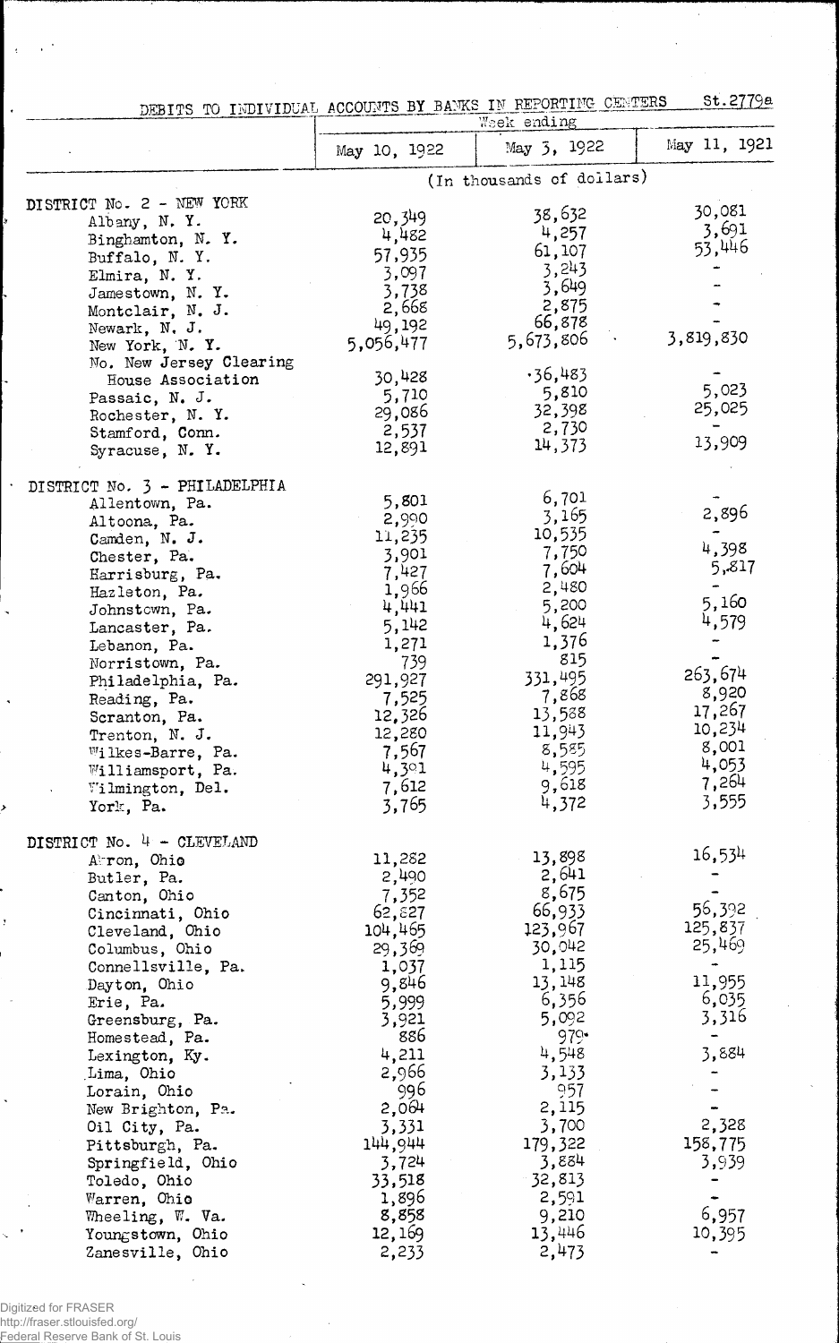DEBITS TO INDIVIDUAL ACCOUNTS BY BANKS IN REPORTING CENTERS St.2779a

| | Week ending | | |
|---|---|---|---|
| | May 10, 1922 | May 3, 1922 | May 11, 1921 |
| | (In thousands of dollars) | | |
| **DISTRICT No. 2 - NEW YORK** | | | |
| Albany, N. Y. | 20,349 | 38,632 | 30,081 |
| Binghamton, N. Y. | 4,482 | 4,257 | 3,691 |
| Buffalo, N. Y. | 57,935 | 61,107 | 53,446 |
| Elmira, N. Y. | 3,097 | 3,243 | - |
| Jamestown, N. Y. | 3,738 | 3,649 | - |
| Montclair, N. J. | 2,668 | 2,875 | - |
| Newark, N. J. | 49,192 | 66,878 | - |
| New York, N. Y. | 5,056,477 | 5,673,806 | 3,819,830 |
| No. New Jersey Clearing House Association | 30,428 | 36,483 | - |
| Passaic, N. J. | 5,710 | 5,810 | 5,023 |
| Rochester, N. Y. | 29,086 | 32,398 | 25,025 |
| Stamford, Conn. | 2,537 | 2,730 | - |
| Syracuse, N. Y. | 12,891 | 14,373 | 13,909 |
| **DISTRICT No. 3 - PHILADELPHIA** | | | |
| Allentown, Pa. | 5,801 | 6,701 | - |
| Altoona, Pa. | 2,990 | 3,165 | 2,896 |
| Camden, N. J. | 11,235 | 10,535 | - |
| Chester, Pa. | 3,901 | 7,750 | 4,398 |
| Harrisburg, Pa. | 7,427 | 7,604 | 5,817 |
| Hazleton, Pa. | 1,966 | 2,480 | - |
| Johnstown, Pa. | 4,441 | 5,200 | 5,160 |
| Lancaster, Pa. | 5,142 | 4,624 | 4,579 |
| Lebanon, Pa. | 1,271 | 1,376 | - |
| Norristown, Pa. | 739 | 815 | - |
| Philadelphia, Pa. | 291,927 | 331,495 | 263,674 |
| Reading, Pa. | 7,525 | 7,868 | 8,920 |
| Scranton, Pa. | 12,326 | 13,588 | 17,267 |
| Trenton, N. J. | 12,280 | 11,943 | 10,234 |
| Wilkes-Barre, Pa. | 7,567 | 8,585 | 8,001 |
| Williamsport, Pa. | 4,301 | 4,595 | 4,053 |
| Wilmington, Del. | 7,612 | 9,618 | 7,264 |
| York, Pa. | 3,765 | 4,372 | 3,555 |
| **DISTRICT No. 4 - CLEVELAND** | | | |
| Akron, Ohio | 11,282 | 13,898 | 16,534 |
| Butler, Pa. | 2,490 | 2,641 | - |
| Canton, Ohio | 7,352 | 8,675 | - |
| Cincinnati, Ohio | 62,827 | 66,933 | 56,392 |
| Cleveland, Ohio | 104,465 | 123,967 | 125,837 |
| Columbus, Ohio | 29,369 | 30,042 | 25,469 |
| Connellsville, Pa. | 1,037 | 1,115 | - |
| Dayton, Ohio | 9,846 | 13,148 | 11,955 |
| Erie, Pa. | 5,999 | 6,356 | 6,035 |
| Greensburg, Pa. | 3,921 | 5,092 | 3,316 |
| Homestead, Pa. | 886 | 979 | - |
| Lexington, Ky. | 4,211 | 4,548 | 3,884 |
| Lima, Ohio | 2,966 | 3,133 | - |
| Lorain, Ohio | 996 | 957 | - |
| New Brighton, Pa. | 2,064 | 2,115 | - |
| Oil City, Pa. | 3,331 | 3,700 | 2,328 |
| Pittsburgh, Pa. | 144,944 | 179,322 | 158,775 |
| Springfield, Ohio | 3,724 | 3,884 | 3,939 |
| Toledo, Ohio | 33,518 | 32,813 | - |
| Warren, Ohio | 1,896 | 2,591 | - |
| Wheeling, W. Va. | 8,858 | 9,210 | 6,957 |
| Youngstown, Ohio | 12,169 | 13,446 | 10,395 |
| Zanesville, Ohio | 2,233 | 2,473 | - |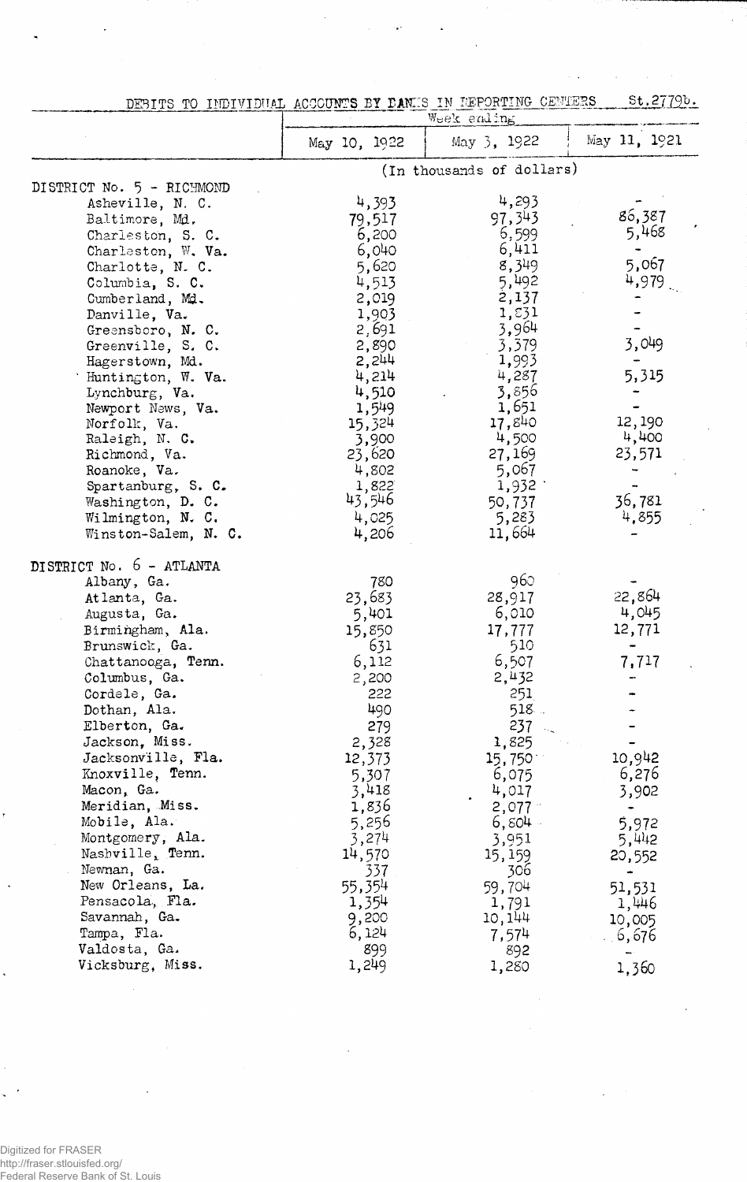DEBITS TO INDIVIDUAL ACCOUNTS BY BANKS IN REPORTING CENTERS St.2779b.

| | Week ending | | |
|---|---|---|---|
| | May 10, 1922 | May 3, 1922 | May 11, 1921 |
| | (In thousands of dollars) | | |
| **DISTRICT No. 5 - RICHMOND** | | | |
| Asheville, N. C. | 4,393 | 4,293 | - |
| Baltimore, Md. | 79,517 | 97,343 | 86,387 |
| Charleston, S. C. | 6,200 | 6,599 | 5,468 |
| Charleston, W. Va. | 6,040 | 6,411 | - |
| Charlotte, N. C. | 5,620 | 8,349 | 5,067 |
| Columbia, S. C. | 4,513 | 5,492 | 4,979 |
| Cumberland, Md. | 2,019 | 2,137 | - |
| Danville, Va. | 1,903 | 1,831 | - |
| Greensboro, N. C. | 2,691 | 3,964 | - |
| Greenville, S. C. | 2,890 | 3,379 | 3,049 |
| Hagerstown, Md. | 2,244 | 1,993 | - |
| Huntington, W. Va. | 4,214 | 4,287 | 5,315 |
| Lynchburg, Va. | 4,510 | 3,856 | - |
| Newport News, Va. | 1,549 | 1,651 | - |
| Norfolk, Va. | 15,324 | 17,840 | 12,190 |
| Raleigh, N. C. | 3,900 | 4,500 | 4,400 |
| Richmond, Va. | 23,620 | 27,169 | 23,571 |
| Roanoke, Va. | 4,802 | 5,067 | - |
| Spartanburg, S. C. | 1,822 | 1,932 | - |
| Washington, D. C. | 43,546 | 50,737 | 36,781 |
| Wilmington, N. C. | 4,025 | 5,283 | 4,855 |
| Winston-Salem, N. C. | 4,206 | 11,664 | - |
| **DISTRICT No. 6 - ATLANTA** | | | |
| Albany, Ga. | 780 | 960 | - |
| Atlanta, Ga. | 23,683 | 28,917 | 22,864 |
| Augusta, Ga. | 5,401 | 6,010 | 4,045 |
| Birmingham, Ala. | 15,850 | 17,777 | 12,771 |
| Brunswick, Ga. | 631 | 510 | - |
| Chattanooga, Tenn. | 6,112 | 6,507 | 7,717 |
| Columbus, Ga. | 2,200 | 2,432 | - |
| Cordele, Ga. | 222 | 251 | - |
| Dothan, Ala. | 490 | 518 | - |
| Elberton, Ga. | 279 | 237 | - |
| Jackson, Miss. | 2,328 | 1,825 | - |
| Jacksonville, Fla. | 12,373 | 15,750 | 10,942 |
| Knoxville, Tenn. | 5,307 | 6,075 | 6,276 |
| Macon, Ga. | 3,418 | 4,017 | 3,902 |
| Meridian, Miss. | 1,836 | 2,077 | - |
| Mobile, Ala. | 5,256 | 6,804 | 5,972 |
| Montgomery, Ala. | 3,274 | 3,951 | 5,442 |
| Nashville, Tenn. | 14,570 | 15,159 | 20,552 |
| Newnan, Ga. | 337 | 306 | - |
| New Orleans, La. | 55,354 | 59,704 | 51,531 |
| Pensacola, Fla. | 1,354 | 1,791 | 1,446 |
| Savannah, Ga. | 9,200 | 10,144 | 10,005 |
| Tampa, Fla. | 6,124 | 7,574 | 6,676 |
| Valdosta, Ga. | 899 | 892 | - |
| Vicksburg, Miss. | 1,249 | 1,280 | 1,360 |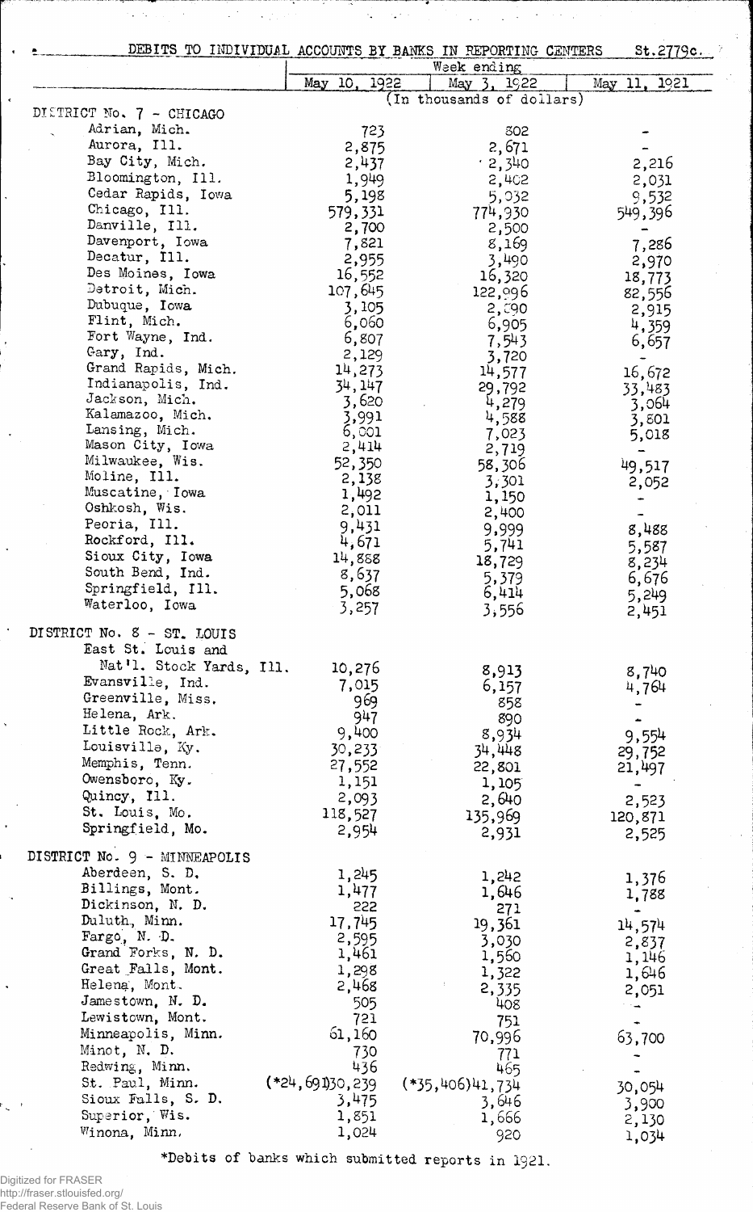## DEBITS TO INDIVIDUAL ACCOUNTS BY BANKS IN REPORTING CENTERS St.2779c.

| | Week ending | | |
|---|---|---|---|
| | May 10, 1922 | May 3, 1922 | May 11, 1921 |
| | (In thousands of dollars) | | |
| **DISTRICT No. 7 - CHICAGO** | | | |
| Adrian, Mich. | 723 | 802 | - |
| Aurora, Ill. | 2,875 | 2,671 | - |
| Bay City, Mich. | 2,437 | 2,340 | 2,216 |
| Bloomington, Ill. | 1,949 | 2,402 | 2,031 |
| Cedar Rapids, Iowa | 5,198 | 5,032 | 9,532 |
| Chicago, Ill. | 579,331 | 774,930 | 549,396 |
| Danville, Ill. | 2,700 | 2,500 | - |
| Davenport, Iowa | 7,821 | 8,169 | 7,286 |
| Decatur, Ill. | 2,955 | 3,490 | 2,970 |
| Des Moines, Iowa | 16,552 | 16,320 | 18,773 |
| Detroit, Mich. | 107,645 | 122,996 | 82,556 |
| Dubuque, Iowa | 3,105 | 2,090 | 2,915 |
| Flint, Mich. | 6,060 | 6,905 | 4,359 |
| Fort Wayne, Ind. | 6,807 | 7,543 | 6,657 |
| Gary, Ind. | 2,129 | 3,720 | - |
| Grand Rapids, Mich. | 14,273 | 14,577 | 16,672 |
| Indianapolis, Ind. | 34,147 | 29,792 | 33,483 |
| Jackson, Mich. | 3,620 | 4,279 | 3,064 |
| Kalamazoo, Mich. | 3,991 | 4,588 | 3,801 |
| Lansing, Mich. | 6,001 | 7,023 | 5,018 |
| Mason City, Iowa | 2,414 | 2,719 | - |
| Milwaukee, Wis. | 52,350 | 58,306 | 49,517 |
| Moline, Ill. | 2,138 | 3,301 | 2,052 |
| Muscatine, Iowa | 1,492 | 1,150 | - |
| Oshkosh, Wis. | 2,011 | 2,400 | - |
| Peoria, Ill. | 9,431 | 9,999 | 8,488 |
| Rockford, Ill. | 4,671 | 5,741 | 5,587 |
| Sioux City, Iowa | 14,888 | 18,729 | 8,234 |
| South Bend, Ind. | 8,637 | 5,379 | 6,676 |
| Springfield, Ill. | 5,068 | 6,414 | 5,249 |
| Waterloo, Iowa | 3,257 | 3,556 | 2,451 |
| **DISTRICT No. 8 - ST. LOUIS** | | | |
| East St. Louis and Nat'l. Stock Yards, Ill. | 10,276 | 8,913 | 8,740 |
| Evansville, Ind. | 7,015 | 6,157 | 4,764 |
| Greenville, Miss. | 969 | 858 | - |
| Helena, Ark. | 947 | 890 | - |
| Little Rock, Ark. | 9,400 | 8,934 | 9,554 |
| Louisville, Ky. | 30,233 | 34,448 | 29,752 |
| Memphis, Tenn. | 27,552 | 22,801 | 21,497 |
| Owensboro, Ky. | 1,151 | 1,105 | - |
| Quincy, Ill. | 2,093 | 2,640 | 2,523 |
| St. Louis, Mo. | 118,527 | 135,969 | 120,871 |
| Springfield, Mo. | 2,954 | 2,931 | 2,525 |
| **DISTRICT No. 9 - MINNEAPOLIS** | | | |
| Aberdeen, S. D. | 1,245 | 1,242 | 1,376 |
| Billings, Mont. | 1,477 | 1,646 | 1,788 |
| Dickinson, N. D. | 222 | 271 | - |
| Duluth, Minn. | 17,745 | 19,361 | 14,574 |
| Fargo, N. D. | 2,595 | 3,030 | 2,837 |
| Grand Forks, N. D. | 1,461 | 1,560 | 1,146 |
| Great Falls, Mont. | 1,298 | 1,322 | 1,646 |
| Helena, Mont. | 2,468 | 2,335 | 2,051 |
| Jamestown, N. D. | 505 | 408 | - |
| Lewistown, Mont. | 721 | 751 | - |
| Minneapolis, Minn. | 61,160 | 70,996 | 63,700 |
| Minot, N. D. | 730 | 771 | - |
| Redwing, Minn. | 436 | 465 | - |
| St. Paul, Minn. | (*24,691)30,239 | (*35,406)41,734 | 30,054 |
| Sioux Falls, S. D. | 3,475 | 3,646 | 3,900 |
| Superior, Wis. | 1,851 | 1,666 | 2,130 |
| Winona, Minn. | 1,024 | 920 | 1,034 |

*Debits of banks which submitted reports in 1921.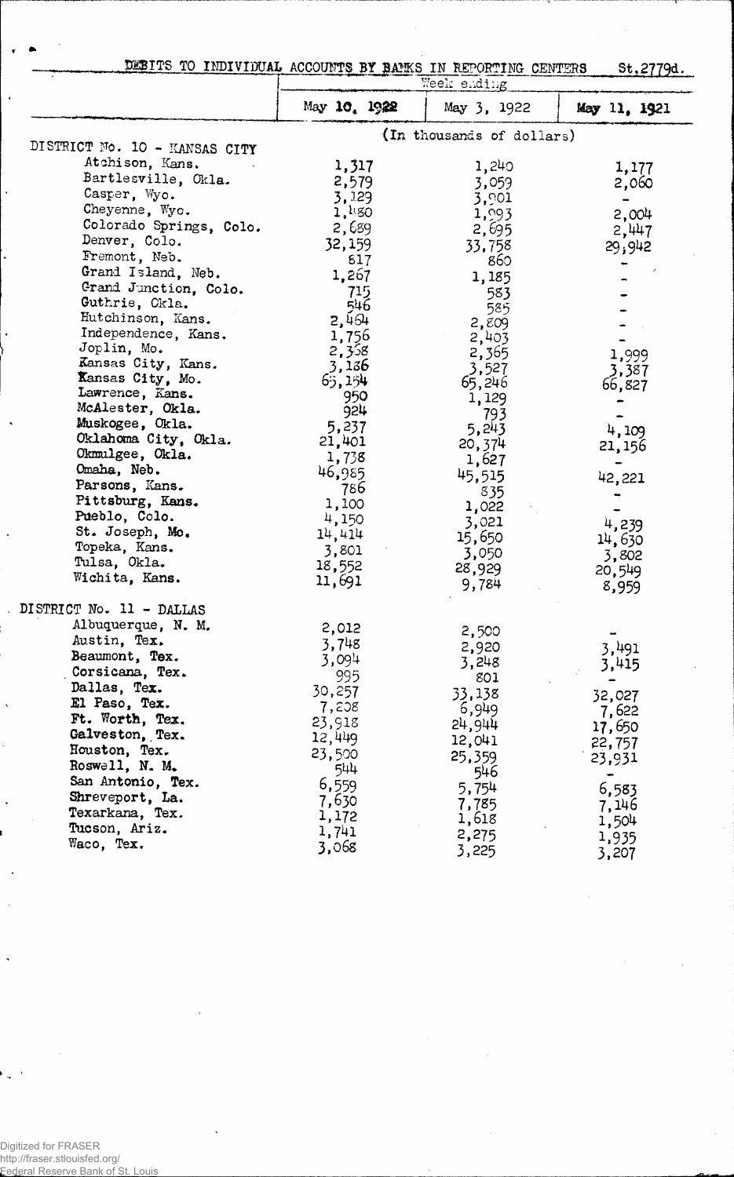DEBITS TO INDIVIDUAL ACCOUNTS BY BANKS IN REPORTING CENTERS St.2779d.

| | Week ending | | |
|---|---|---|---|
| | May 10, 1922 | May 3, 1922 | May 11, 1921 |
| | (In thousands of dollars) | | |
| DISTRICT No. 10 - KANSAS CITY | | | |
| Atchison, Kans. | 1,317 | 1,240 | 1,177 |
| Bartlesville, Okla. | 2,579 | 3,059 | 2,060 |
| Casper, Wyo. | 3,129 | 3,901 | - |
| Cheyenne, Wyo. | 1,480 | 1,993 | 2,004 |
| Colorado Springs, Colo. | 2,689 | 2,695 | 2,447 |
| Denver, Colo. | 32,159 | 33,758 | 29,942 |
| Fremont, Neb. | 817 | 860 | - |
| Grand Island, Neb. | 1,267 | 1,185 | - |
| Grand Junction, Colo. | 715 | 583 | - |
| Guthrie, Okla. | 546 | 585 | - |
| Hutchinson, Kans. | 2,464 | 2,809 | - |
| Independence, Kans. | 1,756 | 2,403 | - |
| Joplin, Mo. | 2,358 | 2,365 | 1,999 |
| Kansas City, Kans. | 3,186 | 3,527 | 3,387 |
| Kansas City, Mo. | 65,154 | 65,246 | 66,827 |
| Lawrence, Kans. | 950 | 1,129 | - |
| McAlester, Okla. | 924 | 793 | - |
| Muskogee, Okla. | 5,237 | 5,243 | 4,109 |
| Oklahoma City, Okla. | 21,401 | 20,374 | 21,156 |
| Okmulgee, Okla. | 1,738 | 1,627 | - |
| Omaha, Neb. | 46,985 | 45,515 | 42,221 |
| Parsons, Kans. | 786 | 835 | - |
| Pittsburg, Kans. | 1,100 | 1,022 | - |
| Pueblo, Colo. | 4,150 | 3,021 | 4,239 |
| St. Joseph, Mo. | 14,414 | 15,650 | 14,630 |
| Topeka, Kans. | 3,801 | 3,050 | 3,802 |
| Tulsa, Okla. | 18,552 | 28,929 | 20,549 |
| Wichita, Kans. | 11,691 | 9,784 | 8,959 |
| DISTRICT No. 11 - DALLAS | | | |
| Albuquerque, N. M. | 2,012 | 2,500 | - |
| Austin, Tex. | 3,748 | 2,920 | 3,491 |
| Beaumont, Tex. | 3,094 | 3,248 | 3,415 |
| Corsicana, Tex. | 995 | 801 | - |
| Dallas, Tex. | 30,257 | 33,138 | 32,027 |
| El Paso, Tex. | 7,208 | 6,949 | 7,622 |
| Ft. Worth, Tex. | 23,918 | 24,944 | 17,650 |
| Galveston, Tex. | 12,449 | 12,041 | 22,757 |
| Houston, Tex. | 23,500 | 25,359 | 23,931 |
| Roswell, N. M. | 544 | 546 | - |
| San Antonio, Tex. | 6,559 | 5,754 | 6,583 |
| Shreveport, La. | 7,630 | 7,785 | 7,146 |
| Texarkana, Tex. | 1,172 | 1,618 | 1,504 |
| Tucson, Ariz. | 1,741 | 2,275 | 1,935 |
| Waco, Tex. | 3,068 | 3,225 | 3,207 |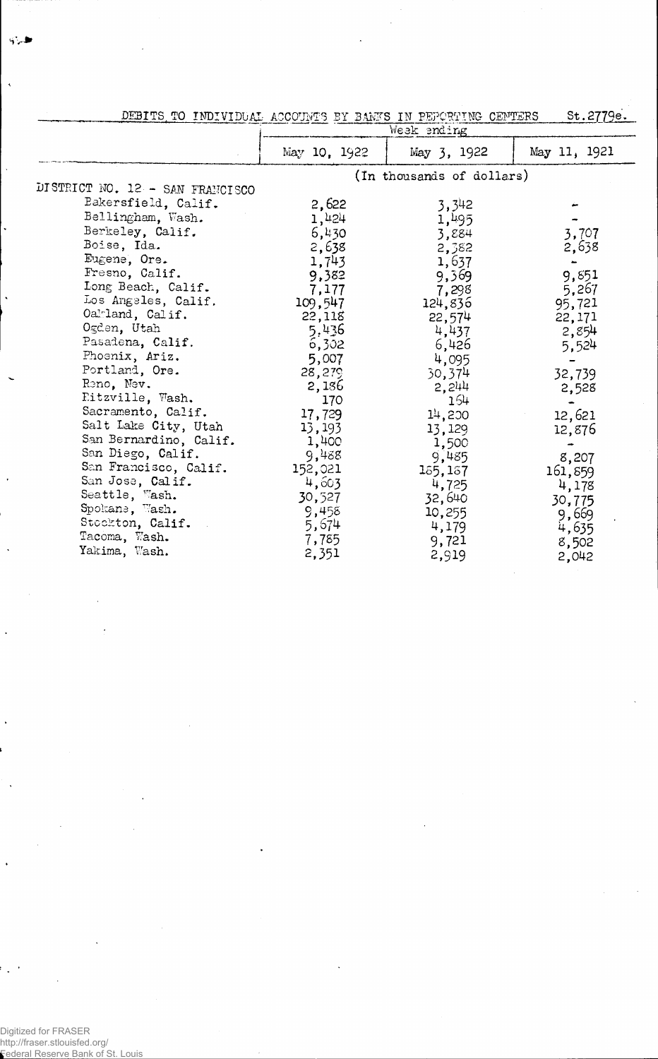DEBITS TO INDIVIDUAL ACCOUNTS BY BANKS IN REPORTING CENTERS St.2779e.

| | Week ending | | |
|---|---|---|---|
| | May 10, 1922 | May 3, 1922 | May 11, 1921 |
| | (In thousands of dollars) | | |
| DISTRICT NO. 12 - SAN FRANCISCO | | | |
| Bakersfield, Calif. | 2,622 | 3,342 | - |
| Bellingham, Wash. | 1,424 | 1,495 | - |
| Berkeley, Calif. | 6,430 | 3,884 | 3,707 |
| Boise, Ida. | 2,638 | 2,382 | 2,638 |
| Eugene, Ore. | 1,743 | 1,637 | - |
| Fresno, Calif. | 9,382 | 9,369 | 9,851 |
| Long Beach, Calif. | 7,177 | 7,298 | 5,267 |
| Los Angeles, Calif. | 109,547 | 124,836 | 95,721 |
| Oakland, Calif. | 22,118 | 22,574 | 22,171 |
| Ogden, Utah | 5,436 | 4,437 | 2,854 |
| Pasadena, Calif. | 6,302 | 6,426 | 5,524 |
| Phoenix, Ariz. | 5,007 | 4,095 | - |
| Portland, Ore. | 28,279 | 30,374 | 32,739 |
| Reno, Nev. | 2,186 | 2,244 | 2,528 |
| Ritzville, Wash. | 170 | 164 | - |
| Sacramento, Calif. | 17,729 | 14,200 | 12,621 |
| Salt Lake City, Utah | 13,193 | 13,129 | 12,876 |
| San Bernardino, Calif. | 1,400 | 1,500 | - |
| San Diego, Calif. | 9,488 | 9,485 | 8,207 |
| San Francisco, Calif. | 152,021 | 185,187 | 161,859 |
| San Jose, Calif. | 4,603 | 4,725 | 4,178 |
| Seattle, Wash. | 30,527 | 32,640 | 30,775 |
| Spokane, Wash. | 9,458 | 10,255 | 9,669 |
| Stockton, Calif. | 5,674 | 4,179 | 4,635 |
| Tacoma, Wash. | 7,785 | 9,721 | 8,502 |
| Yakima, Wash. | 2,351 | 2,919 | 2,042 |